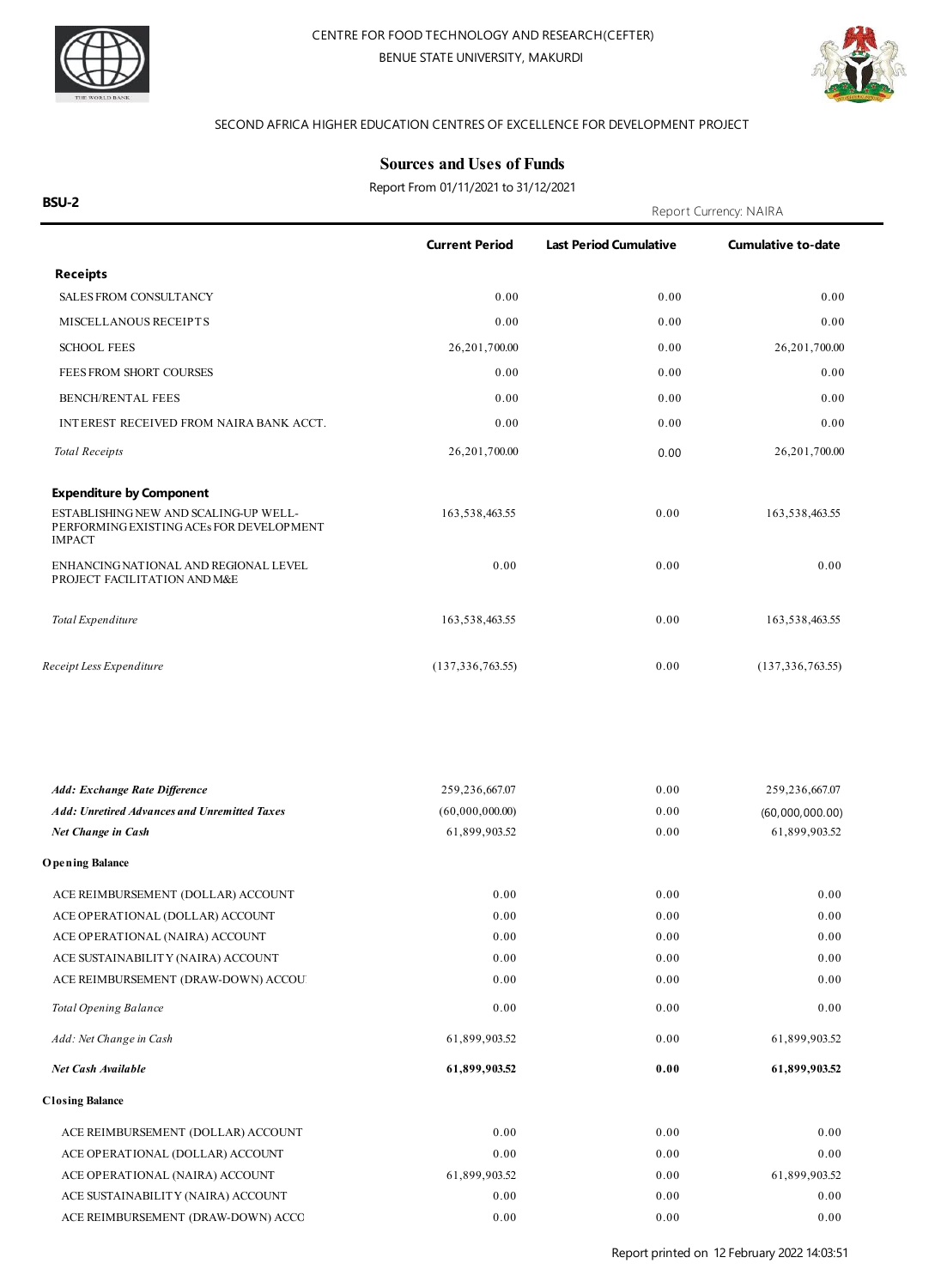CENTRE FOR FOOD TECHNOLOGY AND RESEARCH(CEFTER)

BENUE STATE UNIVERSITY, MAKURDI

SECOND AFRICA HIGHER EDUCATION CENTRES OF EXCELLENCE FOR DEVELOPMENT PROJECT

## Sources and Uses of Funds

Report From 01/11/2021 to 31/12/2021

**BSU-2**

Report Currency: NAIRA

| | Current Period | Last Period Cumulative | Cumulative to-date |
|---|---|---|---|
| **Receipts** | | | |
| SALES FROM CONSULTANCY | 0.00 | 0.00 | 0.00 |
| MISCELLANOUS RECEIPTS | 0.00 | 0.00 | 0.00 |
| SCHOOL FEES | 26,201,700.00 | 0.00 | 26,201,700.00 |
| FEES FROM SHORT COURSES | 0.00 | 0.00 | 0.00 |
| BENCH/RENTAL FEES | 0.00 | 0.00 | 0.00 |
| INTEREST RECEIVED FROM NAIRA BANK ACCT. | 0.00 | 0.00 | 0.00 |
| *Total Receipts* | 26,201,700.00 | 0.00 | 26,201,700.00 |
| **Expenditure by Component** | | | |
| ESTABLISHING NEW AND SCALING-UP WELL-PERFORMING EXISTING ACEs FOR DEVELOPMENT IMPACT | 163,538,463.55 | 0.00 | 163,538,463.55 |
| ENHANCING NATIONAL AND REGIONAL LEVEL PROJECT FACILITATION AND M&E | 0.00 | 0.00 | 0.00 |
| *Total Expenditure* | 163,538,463.55 | 0.00 | 163,538,463.55 |
| *Receipt Less Expenditure* | (137,336,763.55) | 0.00 | (137,336,763.55) |
| ***Add: Exchange Rate Difference*** | 259,236,667.07 | 0.00 | 259,236,667.07 |
| ***Add: Unretired Advances and Unremitted Taxes*** | (60,000,000.00) | 0.00 | (60,000,000.00) |
| ***Net Change in Cash*** | 61,899,903.52 | 0.00 | 61,899,903.52 |
| **Opening Balance** | | | |
| ACE REIMBURSEMENT (DOLLAR) ACCOUNT | 0.00 | 0.00 | 0.00 |
| ACE OPERATIONAL (DOLLAR) ACCOUNT | 0.00 | 0.00 | 0.00 |
| ACE OPERATIONAL (NAIRA) ACCOUNT | 0.00 | 0.00 | 0.00 |
| ACE SUSTAINABILITY (NAIRA) ACCOUNT | 0.00 | 0.00 | 0.00 |
| ACE REIMBURSEMENT (DRAW-DOWN) ACCOU | 0.00 | 0.00 | 0.00 |
| *Total Opening Balance* | 0.00 | 0.00 | 0.00 |
| *Add: Net Change in Cash* | 61,899,903.52 | 0.00 | 61,899,903.52 |
| ***Net Cash Available*** | **61,899,903.52** | **0.00** | **61,899,903.52** |
| **Closing Balance** | | | |
| ACE REIMBURSEMENT (DOLLAR) ACCOUNT | 0.00 | 0.00 | 0.00 |
| ACE OPERATIONAL (DOLLAR) ACCOUNT | 0.00 | 0.00 | 0.00 |
| ACE OPERATIONAL (NAIRA) ACCOUNT | 61,899,903.52 | 0.00 | 61,899,903.52 |
| ACE SUSTAINABILITY (NAIRA) ACCOUNT | 0.00 | 0.00 | 0.00 |
| ACE REIMBURSEMENT (DRAW-DOWN) ACCO | 0.00 | 0.00 | 0.00 |

Report printed on 12 February 2022 14:03:51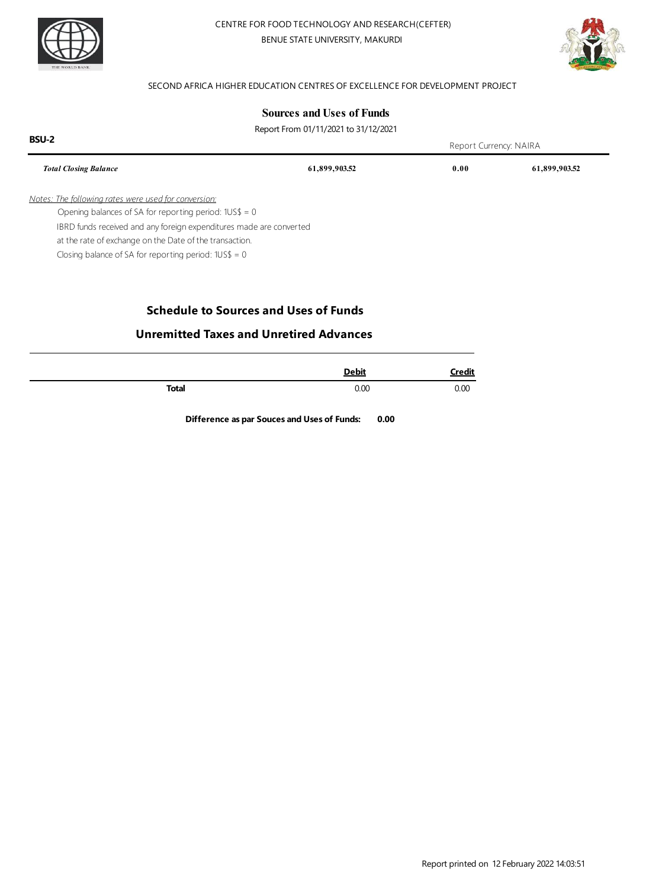CENTRE FOR FOOD TECHNOLOGY AND RESEARCH(CEFTER)

BENUE STATE UNIVERSITY, MAKURDI

SECOND AFRICA HIGHER EDUCATION CENTRES OF EXCELLENCE FOR DEVELOPMENT PROJECT

## Sources and Uses of Funds

Report From 01/11/2021 to 31/12/2021

**BSU-2**

Report Currency: NAIRA

| | | | |
|---|---|---|---|
| ***Total Closing Balance*** | **61,899,903.52** | **0.00** | **61,899,903.52** |

*Notes: The following rates were used for conversion:*

Opening balances of SA for reporting period: 1US$ = 0

IBRD funds received and any foreign expenditures made are converted at the rate of exchange on the Date of the transaction.

Closing balance of SA for reporting period: 1US$ = 0

## Schedule to Sources and Uses of Funds

## Unremitted Taxes and Unretired Advances

| | Debit | Credit |
|---|---|---|
| **Total** | 0.00 | 0.00 |

**Difference as par Souces and Uses of Funds: 0.00**

Report printed on 12 February 2022 14:03:51